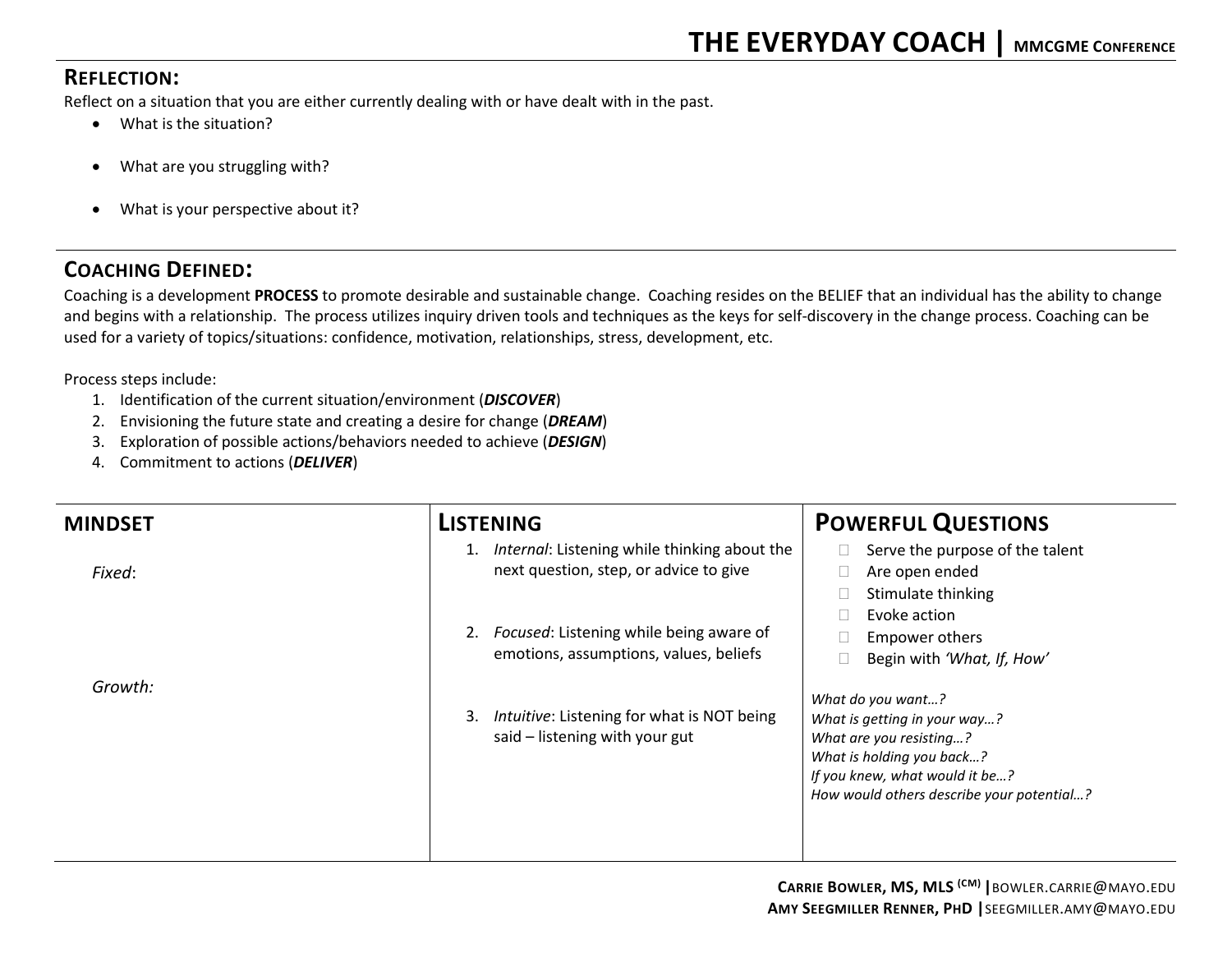# THE EVERYDAY COACH | MMCGME CONFERENCE

## REFLECTION:

Reflect on a situation that you are either currently dealing with or have dealt with in the past.

- What is the situation?
- What are you struggling with?
- What is your perspective about it?

## COACHING DEFINED:

Coaching is a development **PROCESS** to promote desirable and sustainable change. Coaching resides on the BELIEF that an individual has the ability to change and begins with a relationship. The process utilizes inquiry driven tools and techniques as the keys for self-discovery in the change process. Coaching can be used for a variety of topics/situations: confidence, motivation, relationships, stress, development, etc.

Process steps include:

1. Identification of the current situation/environment (***DISCOVER***)
2. Envisioning the future state and creating a desire for change (***DREAM***)
3. Exploration of possible actions/behaviors needed to achieve (***DESIGN***)
4. Commitment to actions (***DELIVER***)

## MINDSET

*Fixed*:

*Growth:*

## LISTENING

1. *Internal*: Listening while thinking about the next question, step, or advice to give
2. *Focused*: Listening while being aware of emotions, assumptions, values, beliefs
3. *Intuitive*: Listening for what is NOT being said – listening with your gut

## POWERFUL QUESTIONS

- ☐ Serve the purpose of the talent
- ☐ Are open ended
- ☐ Stimulate thinking
- ☐ Evoke action
- ☐ Empower others
- ☐ Begin with *'What, If, How'*

*What do you want…?*
*What is getting in your way…?*
*What are you resisting…?*
*What is holding you back…?*
*If you knew, what would it be…?*
*How would others describe your potential…?*

**CARRIE BOWLER, MS, MLS (CM) |** BOWLER.CARRIE@MAYO.EDU
**AMY SEEGMILLER RENNER, PHD |** SEEGMILLER.AMY@MAYO.EDU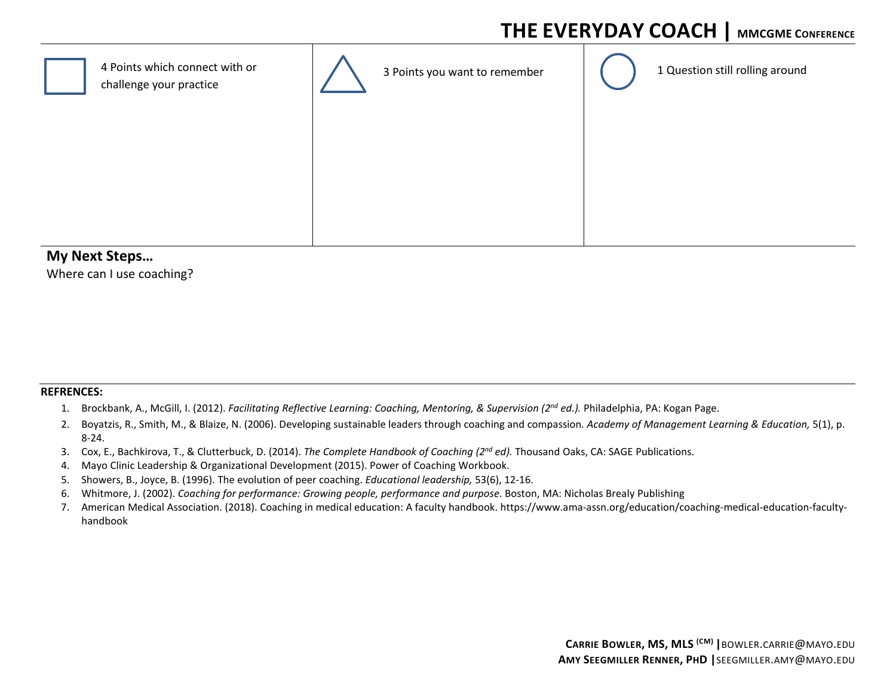# THE EVERYDAY COACH | MMCGME CONFERENCE

| 4 Points which connect with or challenge your practice | 3 Points you want to remember | 1 Question still rolling around |
|---|---|---|
| | | |

**My Next Steps…**

Where can I use coaching?

**REFRENCES:**

1. Brockbank, A., McGill, I. (2012). *Facilitating Reflective Learning: Coaching, Mentoring, & Supervision (2nd ed.).* Philadelphia, PA: Kogan Page.
2. Boyatzis, R., Smith, M., & Blaize, N. (2006). Developing sustainable leaders through coaching and compassion. *Academy of Management Learning & Education,* 5(1), p. 8-24.
3. Cox, E., Bachkirova, T., & Clutterbuck, D. (2014). *The Complete Handbook of Coaching (2nd ed).* Thousand Oaks, CA: SAGE Publications.
4. Mayo Clinic Leadership & Organizational Development (2015). Power of Coaching Workbook.
5. Showers, B., Joyce, B. (1996). The evolution of peer coaching. *Educational leadership,* 53(6), 12-16.
6. Whitmore, J. (2002). *Coaching for performance: Growing people, performance and purpose*. Boston, MA: Nicholas Brealy Publishing
7. American Medical Association. (2018). Coaching in medical education: A faculty handbook. https://www.ama-assn.org/education/coaching-medical-education-faculty-handbook

**CARRIE BOWLER, MS, MLS (CM) |** BOWLER.CARRIE@MAYO.EDU

**AMY SEEGMILLER RENNER, PHD |** SEEGMILLER.AMY@MAYO.EDU